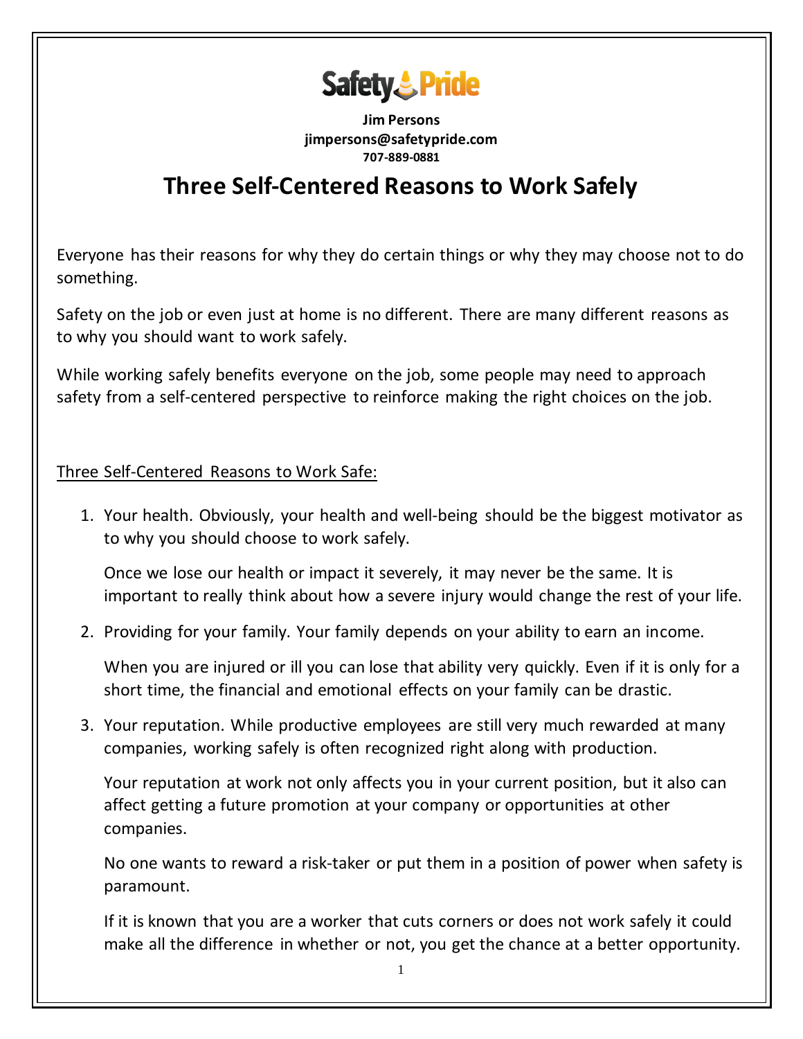**Safety Pride**

**Jim Persons**
**jimpersons@safetypride.com**
**707-889-0881**

# Three Self-Centered Reasons to Work Safely

Everyone has their reasons for why they do certain things or why they may choose not to do something.

Safety on the job or even just at home is no different. There are many different reasons as to why you should want to work safely.

While working safely benefits everyone on the job, some people may need to approach safety from a self-centered perspective to reinforce making the right choices on the job.

<u>Three Self-Centered Reasons to Work Safe:</u>

1. Your health. Obviously, your health and well-being should be the biggest motivator as to why you should choose to work safely.

   Once we lose our health or impact it severely, it may never be the same. It is important to really think about how a severe injury would change the rest of your life.

2. Providing for your family. Your family depends on your ability to earn an income.

   When you are injured or ill you can lose that ability very quickly. Even if it is only for a short time, the financial and emotional effects on your family can be drastic.

3. Your reputation. While productive employees are still very much rewarded at many companies, working safely is often recognized right along with production.

   Your reputation at work not only affects you in your current position, but it also can affect getting a future promotion at your company or opportunities at other companies.

   No one wants to reward a risk-taker or put them in a position of power when safety is paramount.

   If it is known that you are a worker that cuts corners or does not work safely it could make all the difference in whether or not, you get the chance at a better opportunity.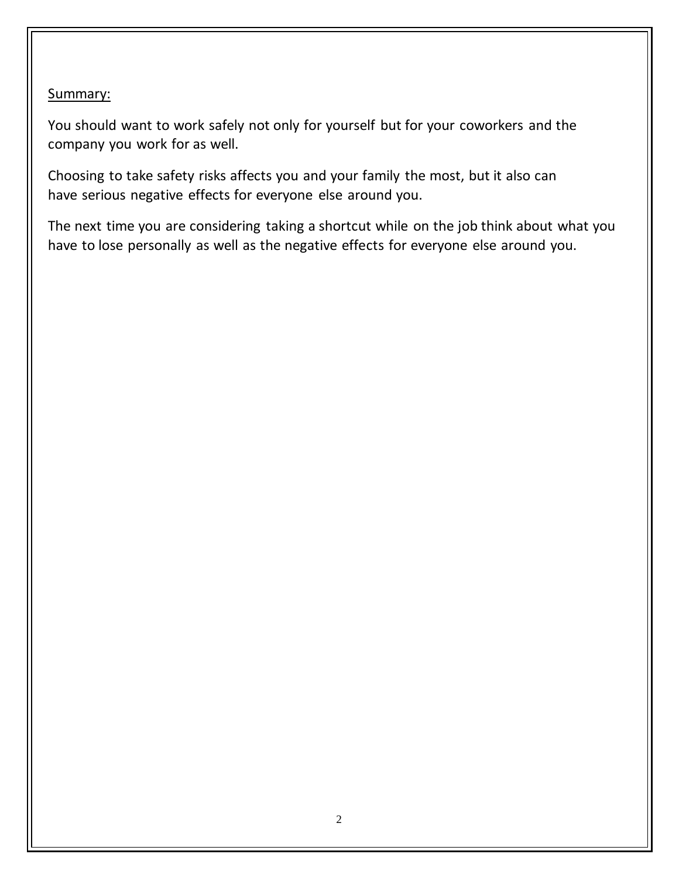Summary:

You should want to work safely not only for yourself but for your coworkers and the company you work for as well.

Choosing to take safety risks affects you and your family the most, but it also can have serious negative effects for everyone else around you.

The next time you are considering taking a shortcut while on the job think about what you have to lose personally as well as the negative effects for everyone else around you.